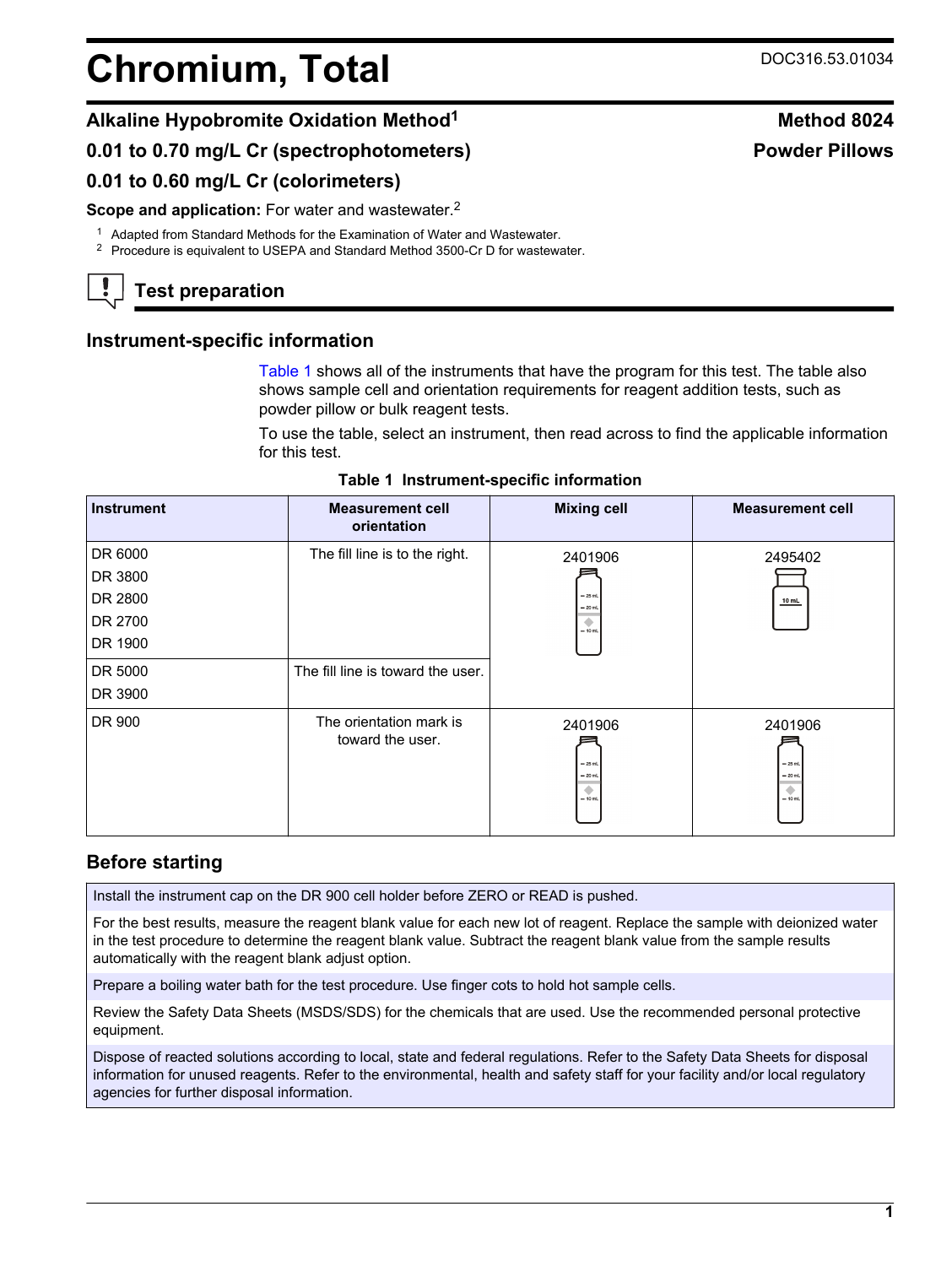# Chromium, Total

DOC316.53.01034

## Alkaline Hypobromite Oxidation Method[1]

**Method 8024**

**0.01 to 0.70 mg/L Cr (spectrophotometers)**

**Powder Pillows**

**0.01 to 0.60 mg/L Cr (colorimeters)**

**Scope and application:** For water and wastewater.[2]

[1] Adapted from Standard Methods for the Examination of Water and Wastewater.
[2] Procedure is equivalent to USEPA and Standard Method 3500-Cr D for wastewater.

## Test preparation

### Instrument-specific information

Table 1 shows all of the instruments that have the program for this test. The table also shows sample cell and orientation requirements for reagent addition tests, such as powder pillow or bulk reagent tests.

To use the table, select an instrument, then read across to find the applicable information for this test.

**Table 1 Instrument-specific information**

| Instrument | Measurement cell orientation | Mixing cell | Measurement cell |
|---|---|---|---|
| DR 6000<br>DR 3800<br>DR 2800<br>DR 2700<br>DR 1900 | The fill line is to the right. | 2401906 | 2495402 |
| DR 5000<br>DR 3900 | The fill line is toward the user. | | |
| DR 900 | The orientation mark is toward the user. | 2401906 | 2401906 |

### Before starting

Install the instrument cap on the DR 900 cell holder before ZERO or READ is pushed.

For the best results, measure the reagent blank value for each new lot of reagent. Replace the sample with deionized water in the test procedure to determine the reagent blank value. Subtract the reagent blank value from the sample results automatically with the reagent blank adjust option.

Prepare a boiling water bath for the test procedure. Use finger cots to hold hot sample cells.

Review the Safety Data Sheets (MSDS/SDS) for the chemicals that are used. Use the recommended personal protective equipment.

Dispose of reacted solutions according to local, state and federal regulations. Refer to the Safety Data Sheets for disposal information for unused reagents. Refer to the environmental, health and safety staff for your facility and/or local regulatory agencies for further disposal information.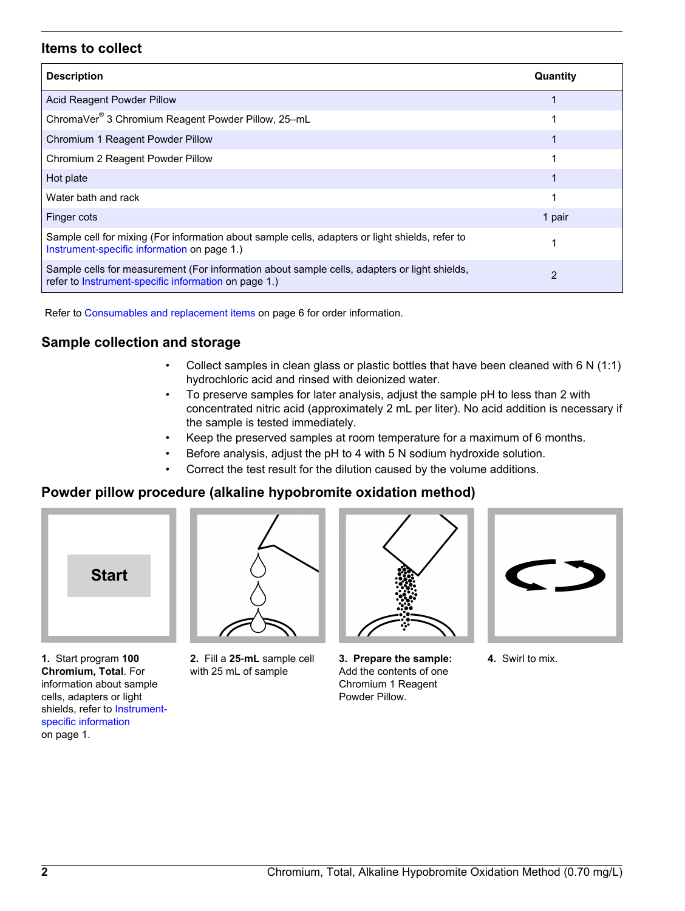## Items to collect

| Description | Quantity |
|---|---|
| Acid Reagent Powder Pillow | 1 |
| ChromaVer® 3 Chromium Reagent Powder Pillow, 25–mL | 1 |
| Chromium 1 Reagent Powder Pillow | 1 |
| Chromium 2 Reagent Powder Pillow | 1 |
| Hot plate | 1 |
| Water bath and rack | 1 |
| Finger cots | 1 pair |
| Sample cell for mixing (For information about sample cells, adapters or light shields, refer to Instrument-specific information on page 1.) | 1 |
| Sample cells for measurement (For information about sample cells, adapters or light shields, refer to Instrument-specific information on page 1.) | 2 |

Refer to Consumables and replacement items on page 6 for order information.

## Sample collection and storage

- Collect samples in clean glass or plastic bottles that have been cleaned with 6 N (1:1) hydrochloric acid and rinsed with deionized water.
- To preserve samples for later analysis, adjust the sample pH to less than 2 with concentrated nitric acid (approximately 2 mL per liter). No acid addition is necessary if the sample is tested immediately.
- Keep the preserved samples at room temperature for a maximum of 6 months.
- Before analysis, adjust the pH to 4 with 5 N sodium hydroxide solution.
- Correct the test result for the dilution caused by the volume additions.

## Powder pillow procedure (alkaline hypobromite oxidation method)

**1.** Start program **100 Chromium, Total**. For information about sample cells, adapters or light shields, refer to Instrument-specific information on page 1.

**2.** Fill a **25-mL** sample cell with 25 mL of sample

**3. Prepare the sample:** Add the contents of one Chromium 1 Reagent Powder Pillow.

**4.** Swirl to mix.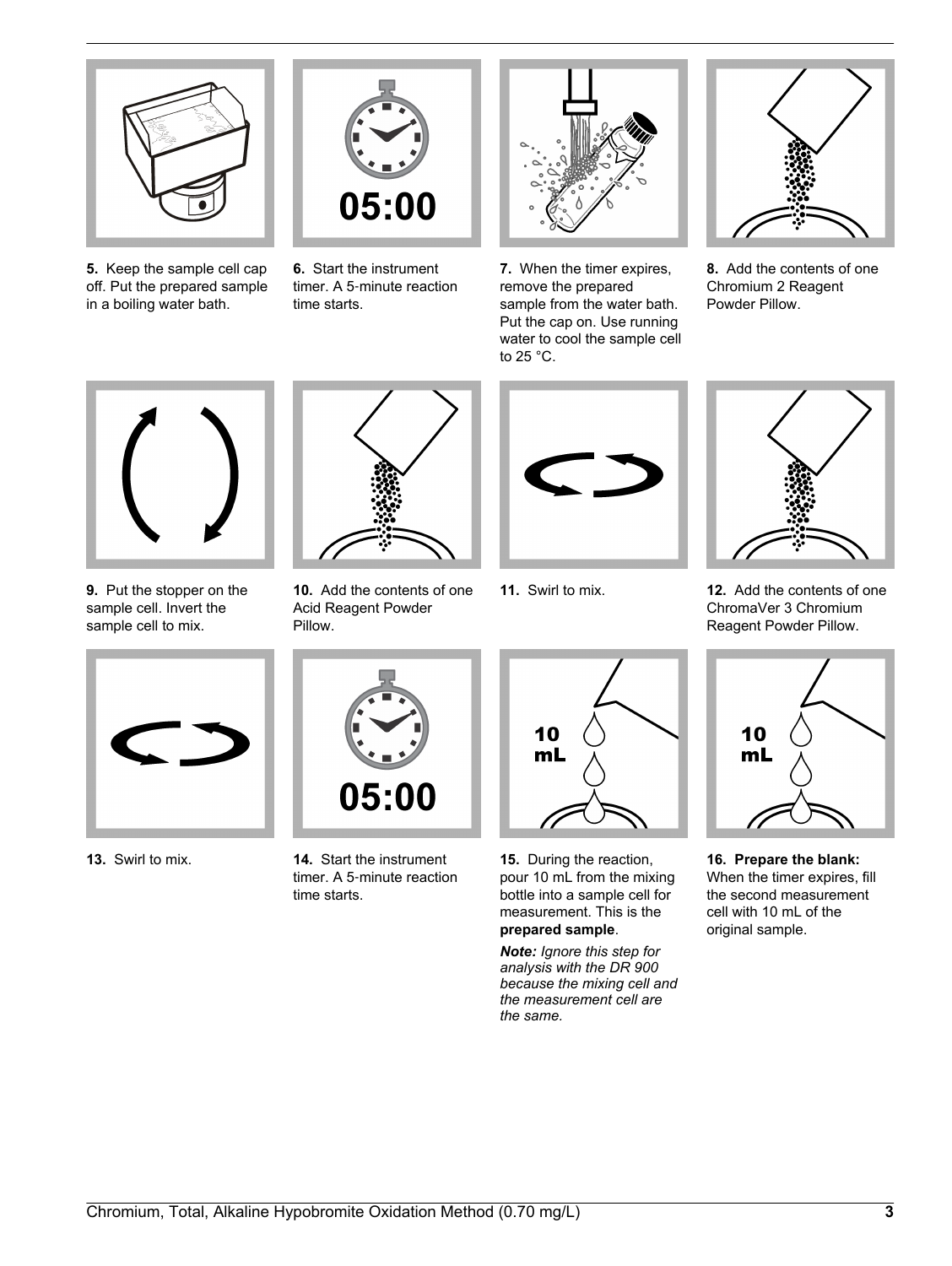**5.** Keep the sample cell cap off. Put the prepared sample in a boiling water bath.

**6.** Start the instrument timer. A 5-minute reaction time starts.

**7.** When the timer expires, remove the prepared sample from the water bath. Put the cap on. Use running water to cool the sample cell to 25 °C.

**8.** Add the contents of one Chromium 2 Reagent Powder Pillow.

**9.** Put the stopper on the sample cell. Invert the sample cell to mix.

**10.** Add the contents of one Acid Reagent Powder Pillow.

**11.** Swirl to mix.

**12.** Add the contents of one ChromaVer 3 Chromium Reagent Powder Pillow.

**13.** Swirl to mix.

**14.** Start the instrument timer. A 5-minute reaction time starts.

**15.** During the reaction, pour 10 mL from the mixing bottle into a sample cell for measurement. This is the **prepared sample**.

***Note:*** *Ignore this step for analysis with the DR 900 because the mixing cell and the measurement cell are the same.*

**16. Prepare the blank:** When the timer expires, fill the second measurement cell with 10 mL of the original sample.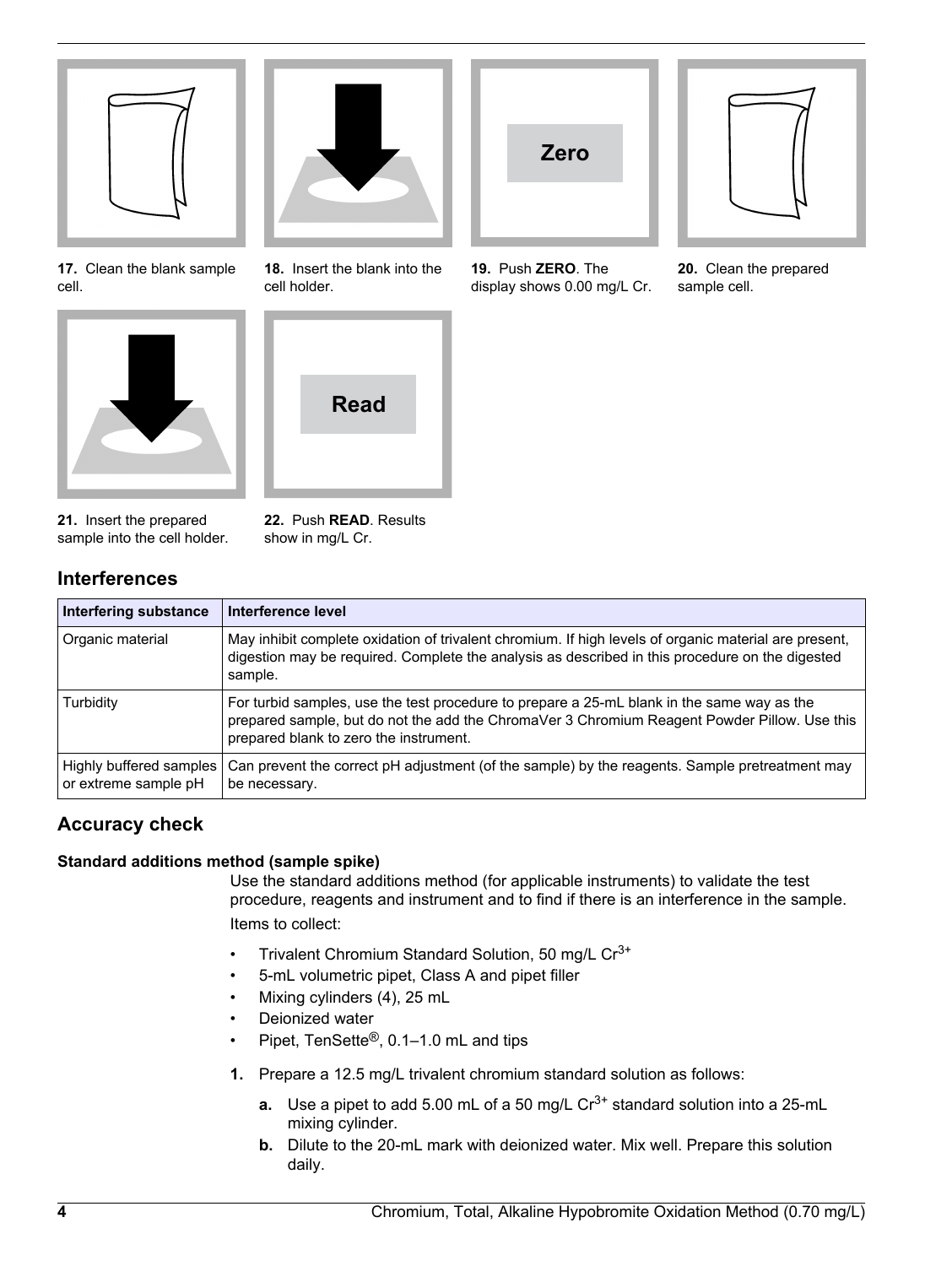**17.** Clean the blank sample cell.

**18.** Insert the blank into the cell holder.

**19.** Push **ZERO**. The display shows 0.00 mg/L Cr.

**20.** Clean the prepared sample cell.

**21.** Insert the prepared sample into the cell holder.

**22.** Push **READ**. Results show in mg/L Cr.

## Interferences

| Interfering substance | Interference level |
|---|---|
| Organic material | May inhibit complete oxidation of trivalent chromium. If high levels of organic material are present, digestion may be required. Complete the analysis as described in this procedure on the digested sample. |
| Turbidity | For turbid samples, use the test procedure to prepare a 25-mL blank in the same way as the prepared sample, but do not the add the ChromaVer 3 Chromium Reagent Powder Pillow. Use this prepared blank to zero the instrument. |
| Highly buffered samples or extreme sample pH | Can prevent the correct pH adjustment (of the sample) by the reagents. Sample pretreatment may be necessary. |

## Accuracy check

### Standard additions method (sample spike)

Use the standard additions method (for applicable instruments) to validate the test procedure, reagents and instrument and to find if there is an interference in the sample.

Items to collect:

- Trivalent Chromium Standard Solution, 50 mg/L $Cr^{3+}$
- 5-mL volumetric pipet, Class A and pipet filler
- Mixing cylinders (4), 25 mL
- Deionized water
- Pipet, TenSette®, 0.1–1.0 mL and tips

1. Prepare a 12.5 mg/L trivalent chromium standard solution as follows:
   a. Use a pipet to add 5.00 mL of a 50 mg/L $Cr^{3+}$ standard solution into a 25-mL mixing cylinder.
   b. Dilute to the 20-mL mark with deionized water. Mix well. Prepare this solution daily.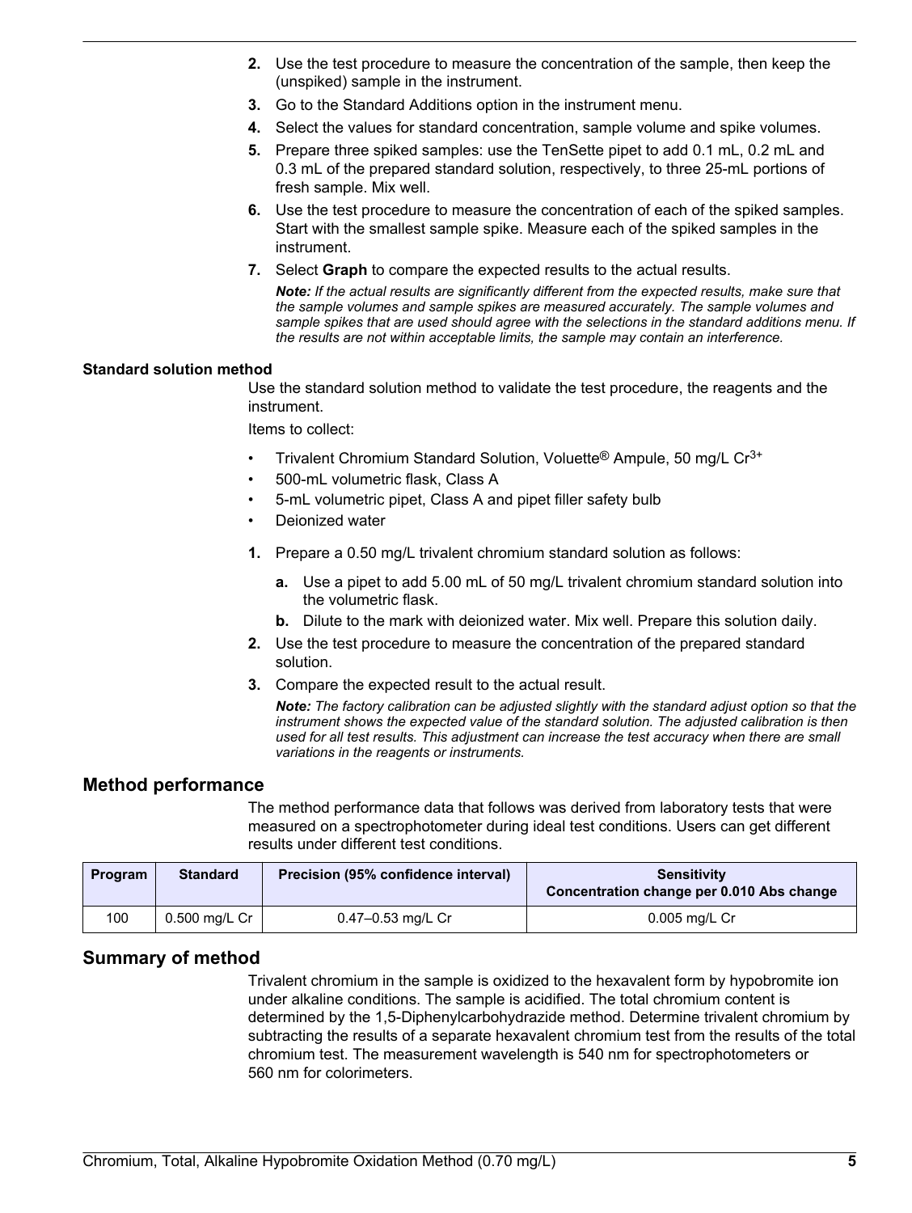2. Use the test procedure to measure the concentration of the sample, then keep the (unspiked) sample in the instrument.
3. Go to the Standard Additions option in the instrument menu.
4. Select the values for standard concentration, sample volume and spike volumes.
5. Prepare three spiked samples: use the TenSette pipet to add 0.1 mL, 0.2 mL and 0.3 mL of the prepared standard solution, respectively, to three 25-mL portions of fresh sample. Mix well.
6. Use the test procedure to measure the concentration of each of the spiked samples. Start with the smallest sample spike. Measure each of the spiked samples in the instrument.
7. Select **Graph** to compare the expected results to the actual results.

   ***Note:*** *If the actual results are significantly different from the expected results, make sure that the sample volumes and sample spikes are measured accurately. The sample volumes and sample spikes that are used should agree with the selections in the standard additions menu. If the results are not within acceptable limits, the sample may contain an interference.*

### Standard solution method

Use the standard solution method to validate the test procedure, the reagents and the instrument.

Items to collect:

- Trivalent Chromium Standard Solution, Voluette® Ampule, 50 mg/L $Cr^{3+}$
- 500-mL volumetric flask, Class A
- 5-mL volumetric pipet, Class A and pipet filler safety bulb
- Deionized water

1. Prepare a 0.50 mg/L trivalent chromium standard solution as follows:
   a. Use a pipet to add 5.00 mL of 50 mg/L trivalent chromium standard solution into the volumetric flask.
   b. Dilute to the mark with deionized water. Mix well. Prepare this solution daily.
2. Use the test procedure to measure the concentration of the prepared standard solution.
3. Compare the expected result to the actual result.

   ***Note:*** *The factory calibration can be adjusted slightly with the standard adjust option so that the instrument shows the expected value of the standard solution. The adjusted calibration is then used for all test results. This adjustment can increase the test accuracy when there are small variations in the reagents or instruments.*

## Method performance

The method performance data that follows was derived from laboratory tests that were measured on a spectrophotometer during ideal test conditions. Users can get different results under different test conditions.

| Program | Standard | Precision (95% confidence interval) | Sensitivity Concentration change per 0.010 Abs change |
|---|---|---|---|
| 100 | 0.500 mg/L Cr | 0.47–0.53 mg/L Cr | 0.005 mg/L Cr |

## Summary of method

Trivalent chromium in the sample is oxidized to the hexavalent form by hypobromite ion under alkaline conditions. The sample is acidified. The total chromium content is determined by the 1,5-Diphenylcarbohydrazide method. Determine trivalent chromium by subtracting the results of a separate hexavalent chromium test from the results of the total chromium test. The measurement wavelength is 540 nm for spectrophotometers or 560 nm for colorimeters.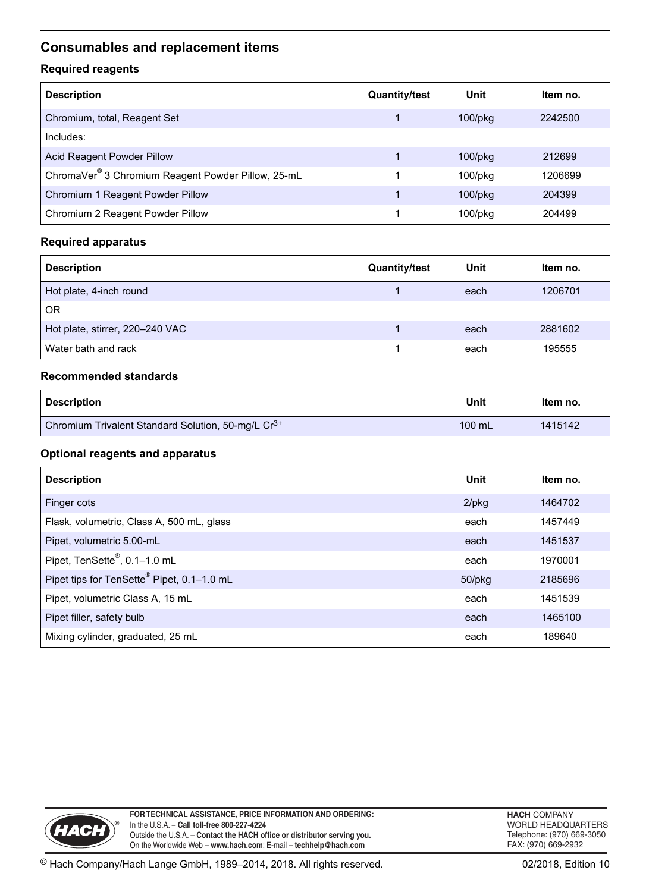## Consumables and replacement items

### Required reagents

| Description | Quantity/test | Unit | Item no. |
|---|---|---|---|
| Chromium, total, Reagent Set | 1 | 100/pkg | 2242500 |
| Includes: | | | |
| Acid Reagent Powder Pillow | 1 | 100/pkg | 212699 |
| ChromaVer® 3 Chromium Reagent Powder Pillow, 25-mL | 1 | 100/pkg | 1206699 |
| Chromium 1 Reagent Powder Pillow | 1 | 100/pkg | 204399 |
| Chromium 2 Reagent Powder Pillow | 1 | 100/pkg | 204499 |

### Required apparatus

| Description | Quantity/test | Unit | Item no. |
|---|---|---|---|
| Hot plate, 4-inch round | 1 | each | 1206701 |
| OR | | | |
| Hot plate, stirrer, 220–240 VAC | 1 | each | 2881602 |
| Water bath and rack | 1 | each | 195555 |

### Recommended standards

| Description | Unit | Item no. |
|---|---|---|
| Chromium Trivalent Standard Solution, 50-mg/L $Cr^{3+}$ | 100 mL | 1415142 |

### Optional reagents and apparatus

| Description | Unit | Item no. |
|---|---|---|
| Finger cots | 2/pkg | 1464702 |
| Flask, volumetric, Class A, 500 mL, glass | each | 1457449 |
| Pipet, volumetric 5.00-mL | each | 1451537 |
| Pipet, TenSette®, 0.1–1.0 mL | each | 1970001 |
| Pipet tips for TenSette® Pipet, 0.1–1.0 mL | 50/pkg | 2185696 |
| Pipet, volumetric Class A, 15 mL | each | 1451539 |
| Pipet filler, safety bulb | each | 1465100 |
| Mixing cylinder, graduated, 25 mL | each | 189640 |

**FOR TECHNICAL ASSISTANCE, PRICE INFORMATION AND ORDERING:**
In the U.S.A. – **Call toll-free 800-227-4224**
Outside the U.S.A. – **Contact the HACH office or distributor serving you.**
On the Worldwide Web – **www.hach.com**; E-mail – **techhelp@hach.com**

**HACH** COMPANY
WORLD HEADQUARTERS
Telephone: (970) 669-3050
FAX: (970) 669-2932

© Hach Company/Hach Lange GmbH, 1989–2014, 2018. All rights reserved.

02/2018, Edition 10